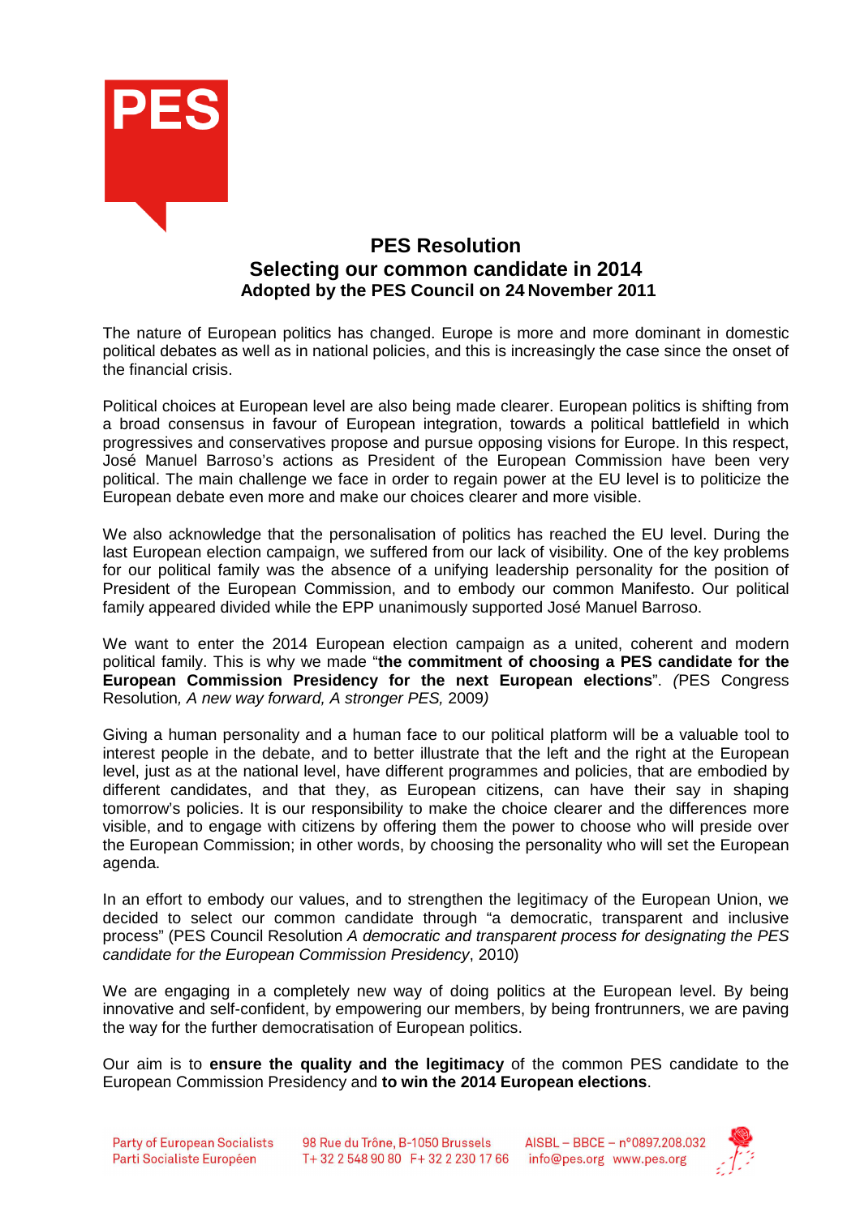# PES Resolution

## Selecting our common candidate in 2014

### Adopted by the PES Council on 24 November 2011

The nature of European politics has changed. Europe is more and more dominant in domestic political debates as well as in national policies, and this is increasingly the case since the onset of the financial crisis.

Political choices at European level are also being made clearer. European politics is shifting from a broad consensus in favour of European integration, towards a political battlefield in which progressives and conservatives propose and pursue opposing visions for Europe. In this respect, José Manuel Barroso's actions as President of the European Commission have been very political. The main challenge we face in order to regain power at the EU level is to politicize the European debate even more and make our choices clearer and more visible.

We also acknowledge that the personalisation of politics has reached the EU level. During the last European election campaign, we suffered from our lack of visibility. One of the key problems for our political family was the absence of a unifying leadership personality for the position of President of the European Commission, and to embody our common Manifesto. Our political family appeared divided while the EPP unanimously supported José Manuel Barroso.

We want to enter the 2014 European election campaign as a united, coherent and modern political family. This is why we made "**the commitment of choosing a PES candidate for the European Commission Presidency for the next European elections**". *(*PES Congress Resolution*, A new way forward, A stronger PES,* 2009*)*

Giving a human personality and a human face to our political platform will be a valuable tool to interest people in the debate, and to better illustrate that the left and the right at the European level, just as at the national level, have different programmes and policies, that are embodied by different candidates, and that they, as European citizens, can have their say in shaping tomorrow's policies. It is our responsibility to make the choice clearer and the differences more visible, and to engage with citizens by offering them the power to choose who will preside over the European Commission; in other words, by choosing the personality who will set the European agenda.

In an effort to embody our values, and to strengthen the legitimacy of the European Union, we decided to select our common candidate through "a democratic, transparent and inclusive process" (PES Council Resolution *A democratic and transparent process for designating the PES candidate for the European Commission Presidency*, 2010)

We are engaging in a completely new way of doing politics at the European level. By being innovative and self-confident, by empowering our members, by being frontrunners, we are paving the way for the further democratisation of European politics.

Our aim is to **ensure the quality and the legitimacy** of the common PES candidate to the European Commission Presidency and **to win the 2014 European elections**.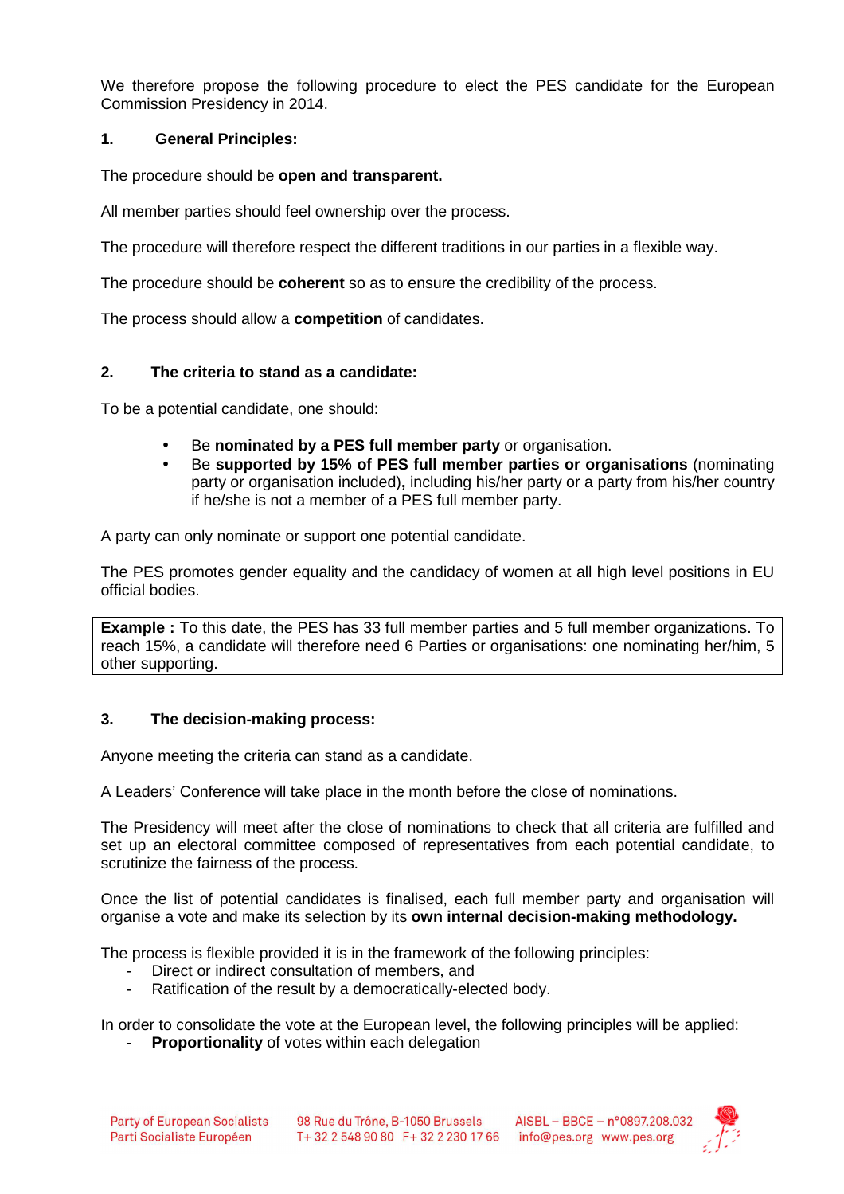We therefore propose the following procedure to elect the PES candidate for the European Commission Presidency in 2014.

## 1. General Principles:

The procedure should be **open and transparent.**

All member parties should feel ownership over the process.

The procedure will therefore respect the different traditions in our parties in a flexible way.

The procedure should be **coherent** so as to ensure the credibility of the process.

The process should allow a **competition** of candidates.

## 2. The criteria to stand as a candidate:

To be a potential candidate, one should:

- Be **nominated by a PES full member party** or organisation.
- Be **supported by 15% of PES full member parties or organisations** (nominating party or organisation included)**,** including his/her party or a party from his/her country if he/she is not a member of a PES full member party.

A party can only nominate or support one potential candidate.

The PES promotes gender equality and the candidacy of women at all high level positions in EU official bodies.

> **Example :** To this date, the PES has 33 full member parties and 5 full member organizations. To reach 15%, a candidate will therefore need 6 Parties or organisations: one nominating her/him, 5 other supporting.

## 3. The decision-making process:

Anyone meeting the criteria can stand as a candidate.

A Leaders' Conference will take place in the month before the close of nominations.

The Presidency will meet after the close of nominations to check that all criteria are fulfilled and set up an electoral committee composed of representatives from each potential candidate, to scrutinize the fairness of the process.

Once the list of potential candidates is finalised, each full member party and organisation will organise a vote and make its selection by its **own internal decision-making methodology.**

The process is flexible provided it is in the framework of the following principles:

- Direct or indirect consultation of members, and
- Ratification of the result by a democratically-elected body.

In order to consolidate the vote at the European level, the following principles will be applied:

- **Proportionality** of votes within each delegation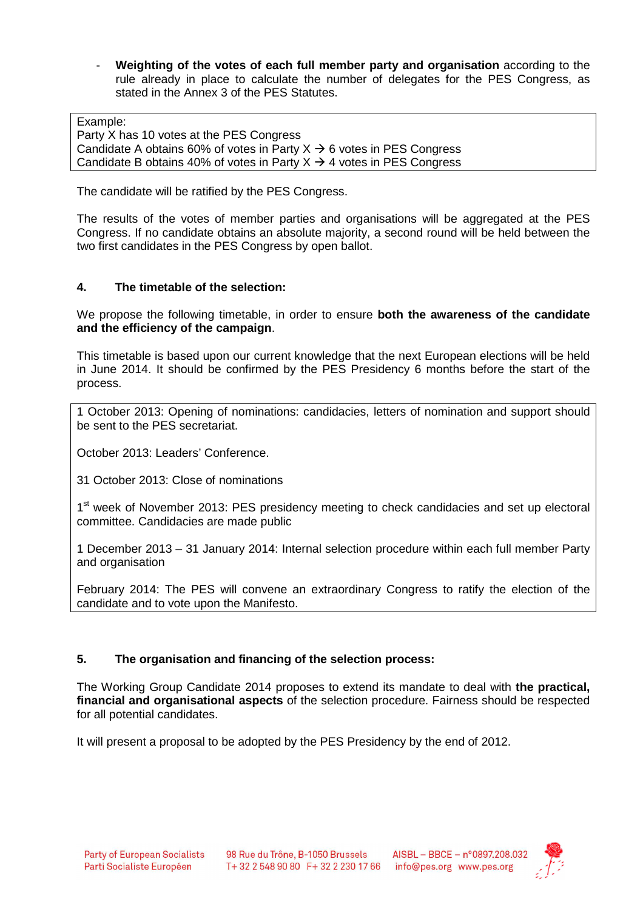- **Weighting of the votes of each full member party and organisation** according to the rule already in place to calculate the number of delegates for the PES Congress, as stated in the Annex 3 of the PES Statutes.

> Example:
> Party X has 10 votes at the PES Congress
> Candidate A obtains 60% of votes in Party X → 6 votes in PES Congress
> Candidate B obtains 40% of votes in Party X → 4 votes in PES Congress

The candidate will be ratified by the PES Congress.

The results of the votes of member parties and organisations will be aggregated at the PES Congress. If no candidate obtains an absolute majority, a second round will be held between the two first candidates in the PES Congress by open ballot.

## 4. The timetable of the selection:

We propose the following timetable, in order to ensure **both the awareness of the candidate and the efficiency of the campaign**.

This timetable is based upon our current knowledge that the next European elections will be held in June 2014. It should be confirmed by the PES Presidency 6 months before the start of the process.

> 1 October 2013: Opening of nominations: candidacies, letters of nomination and support should be sent to the PES secretariat.
>
> October 2013: Leaders' Conference.
>
> 31 October 2013: Close of nominations
>
> 1st week of November 2013: PES presidency meeting to check candidacies and set up electoral committee. Candidacies are made public
>
> 1 December 2013 – 31 January 2014: Internal selection procedure within each full member Party and organisation
>
> February 2014: The PES will convene an extraordinary Congress to ratify the election of the candidate and to vote upon the Manifesto.

## 5. The organisation and financing of the selection process:

The Working Group Candidate 2014 proposes to extend its mandate to deal with **the practical, financial and organisational aspects** of the selection procedure. Fairness should be respected for all potential candidates.

It will present a proposal to be adopted by the PES Presidency by the end of 2012.